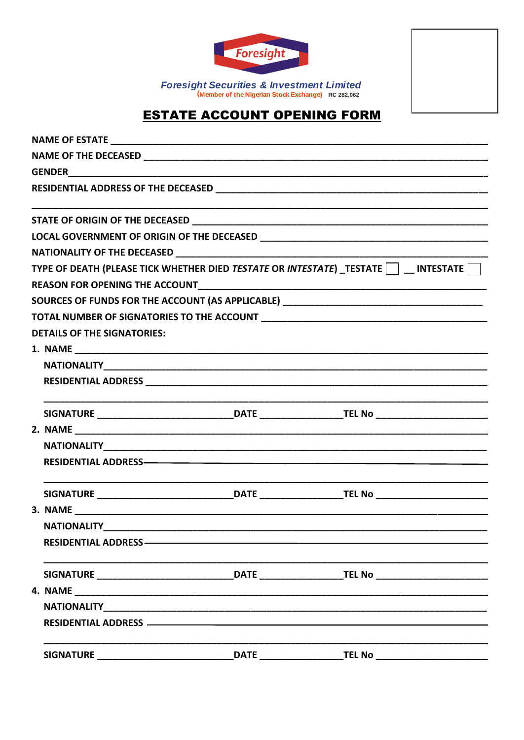Foresight

**Foresight Securities & Investment Limited**
(Member of the Nigerian Stock Exchange) RC 282,062

# ESTATE ACCOUNT OPENING FORM

**NAME OF ESTATE** ______________________________________________

**NAME OF THE DECEASED** ______________________________________________

**GENDER** ______________________________________________

**RESIDENTIAL ADDRESS OF THE DECEASED** ______________________________________________

______________________________________________

**STATE OF ORIGIN OF THE DECEASED** ______________________________________________

**LOCAL GOVERNMENT OF ORIGIN OF THE DECEASED** ______________________________________________

**NATIONALITY OF THE DECEASED** ______________________________________________

**TYPE OF DEATH (PLEASE TICK WHETHER DIED *TESTATE* OR *INTESTATE*)** _TESTATE ☐ __ INTESTATE ☐

**REASON FOR OPENING THE ACCOUNT** ______________________________________________

**SOURCES OF FUNDS FOR THE ACCOUNT (AS APPLICABLE)** ______________________________________________

**TOTAL NUMBER OF SIGNATORIES TO THE ACCOUNT** ______________________________________________

**DETAILS OF THE SIGNATORIES:**

1. **NAME** ______________________________________________

   **NATIONALITY** ______________________________________________

   **RESIDENTIAL ADDRESS** ______________________________________________

   ______________________________________________

   **SIGNATURE** ____________________ **DATE** ______________ **TEL No** ____________________

2. **NAME** ______________________________________________

   **NATIONALITY** ______________________________________________

   **RESIDENTIAL ADDRESS** ______________________________________________

   ______________________________________________

   **SIGNATURE** ____________________ **DATE** ______________ **TEL No** ____________________

3. **NAME** ______________________________________________

   **NATIONALITY** ______________________________________________

   **RESIDENTIAL ADDRESS** ______________________________________________

   ______________________________________________

   **SIGNATURE** ____________________ **DATE** ______________ **TEL No** ____________________

4. **NAME** ______________________________________________

   **NATIONALITY** ______________________________________________

   **RESIDENTIAL ADDRESS** ______________________________________________

   ______________________________________________

   **SIGNATURE** ____________________ **DATE** ______________ **TEL No** ____________________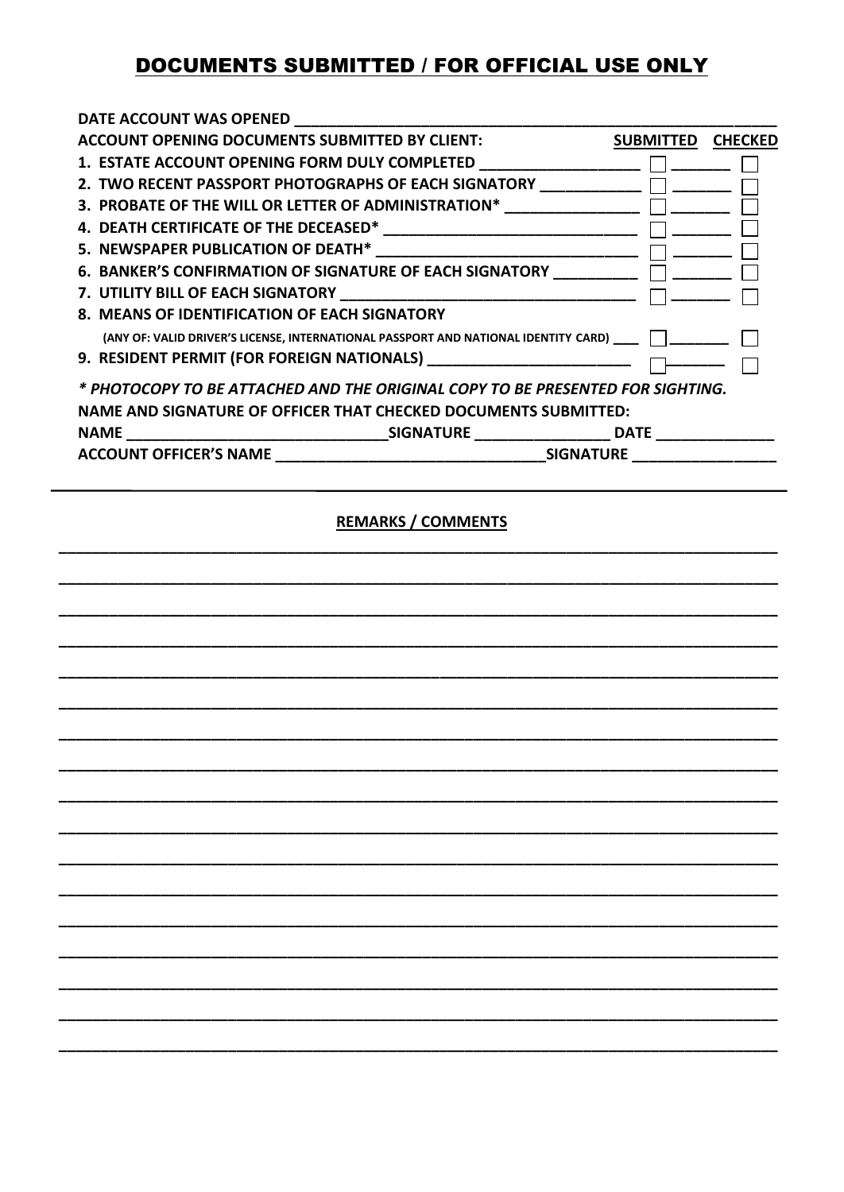# DOCUMENTS SUBMITTED / FOR OFFICIAL USE ONLY

**DATE ACCOUNT WAS OPENED** ______________________________________________

| ACCOUNT OPENING DOCUMENTS SUBMITTED BY CLIENT: | SUBMITTED | CHECKED |
| --- | --- | --- |
| 1. ESTATE ACCOUNT OPENING FORM DULY COMPLETED | ☐ | ☐ |
| 2. TWO RECENT PASSPORT PHOTOGRAPHS OF EACH SIGNATORY | ☐ | ☐ |
| 3. PROBATE OF THE WILL OR LETTER OF ADMINISTRATION* | ☐ | ☐ |
| 4. DEATH CERTIFICATE OF THE DECEASED* | ☐ | ☐ |
| 5. NEWSPAPER PUBLICATION OF DEATH* | ☐ | ☐ |
| 6. BANKER'S CONFIRMATION OF SIGNATURE OF EACH SIGNATORY | ☐ | ☐ |
| 7. UTILITY BILL OF EACH SIGNATORY | ☐ | ☐ |
| 8. MEANS OF IDENTIFICATION OF EACH SIGNATORY (ANY OF: VALID DRIVER'S LICENSE, INTERNATIONAL PASSPORT AND NATIONAL IDENTITY CARD) | ☐ | ☐ |
| 9. RESIDENT PERMIT (FOR FOREIGN NATIONALS) | ☐ | ☐ |

***\* PHOTOCOPY TO BE ATTACHED AND THE ORIGINAL COPY TO BE PRESENTED FOR SIGHTING.***

**NAME AND SIGNATURE OF OFFICER THAT CHECKED DOCUMENTS SUBMITTED:**

**NAME** ______________________ **SIGNATURE** ______________ **DATE** ____________

**ACCOUNT OFFICER'S NAME** ______________________ **SIGNATURE** ______________

## REMARKS / COMMENTS

______________________________________________________________________________

______________________________________________________________________________

______________________________________________________________________________

______________________________________________________________________________

______________________________________________________________________________

______________________________________________________________________________

______________________________________________________________________________

______________________________________________________________________________

______________________________________________________________________________

______________________________________________________________________________

______________________________________________________________________________

______________________________________________________________________________

______________________________________________________________________________

______________________________________________________________________________

______________________________________________________________________________

______________________________________________________________________________

______________________________________________________________________________